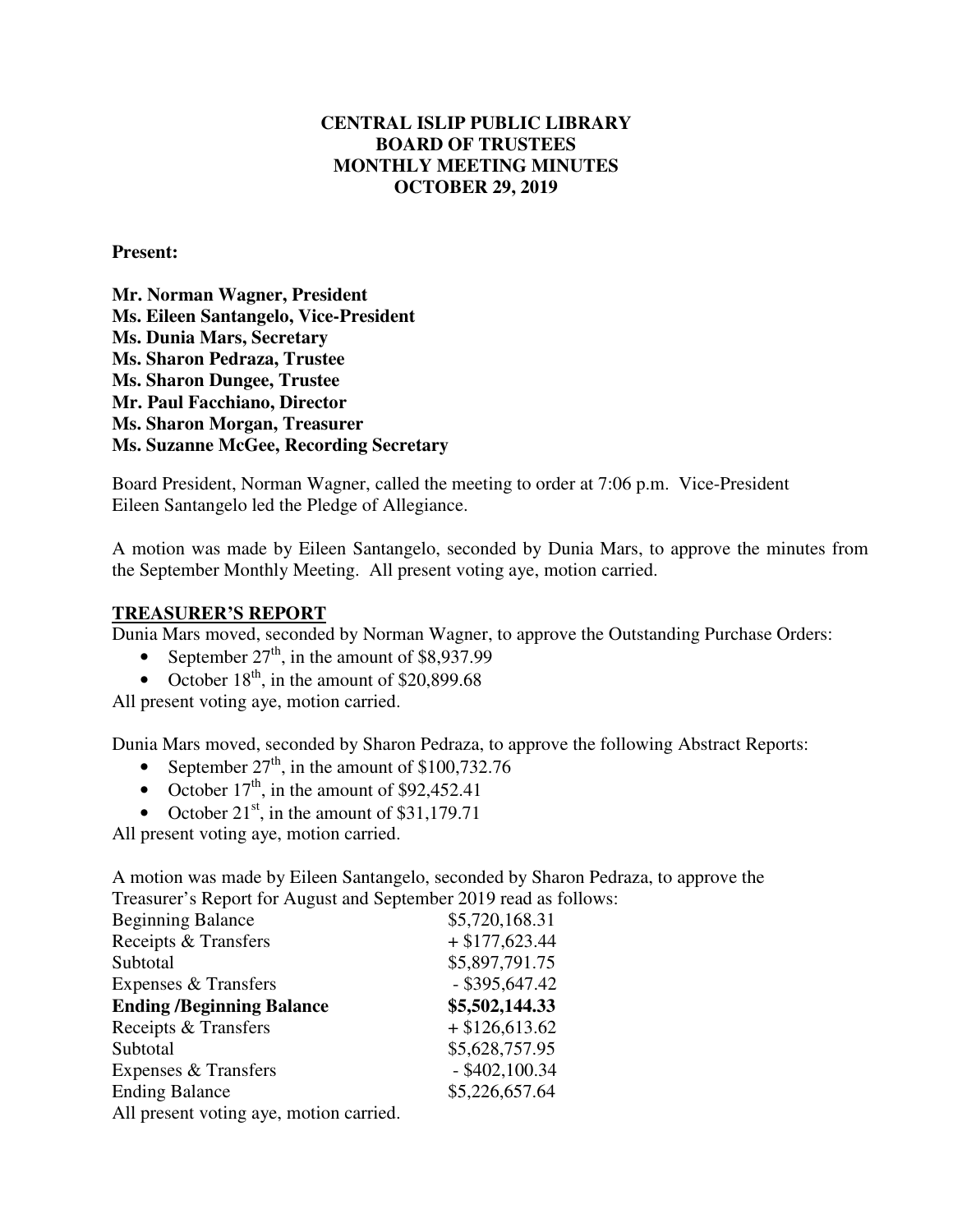**CENTRAL ISLIP PUBLIC LIBRARY**
**BOARD OF TRUSTEES**
**MONTHLY MEETING MINUTES**
**OCTOBER 29, 2019**

**Present:**

**Mr. Norman Wagner, President**
**Ms. Eileen Santangelo, Vice-President**
**Ms. Dunia Mars, Secretary**
**Ms. Sharon Pedraza, Trustee**
**Ms. Sharon Dungee, Trustee**
**Mr. Paul Facchiano, Director**
**Ms. Sharon Morgan, Treasurer**
**Ms. Suzanne McGee, Recording Secretary**

Board President, Norman Wagner, called the meeting to order at 7:06 p.m. Vice-President Eileen Santangelo led the Pledge of Allegiance.

A motion was made by Eileen Santangelo, seconded by Dunia Mars, to approve the minutes from the September Monthly Meeting. All present voting aye, motion carried.

## TREASURER'S REPORT

Dunia Mars moved, seconded by Norman Wagner, to approve the Outstanding Purchase Orders:

- September 27th, in the amount of $8,937.99
- October 18th, in the amount of $20,899.68

All present voting aye, motion carried.

Dunia Mars moved, seconded by Sharon Pedraza, to approve the following Abstract Reports:

- September 27th, in the amount of $100,732.76
- October 17th, in the amount of $92,452.41
- October 21st, in the amount of $31,179.71

All present voting aye, motion carried.

A motion was made by Eileen Santangelo, seconded by Sharon Pedraza, to approve the Treasurer's Report for August and September 2019 read as follows:

| | |
|---|---|
| Beginning Balance | $5,720,168.31 |
| Receipts & Transfers | + $177,623.44 |
| Subtotal | $5,897,791.75 |
| Expenses & Transfers | - $395,647.42 |
| **Ending /Beginning Balance** | **$5,502,144.33** |
| Receipts & Transfers | + $126,613.62 |
| Subtotal | $5,628,757.95 |
| Expenses & Transfers | - $402,100.34 |
| Ending Balance | $5,226,657.64 |

All present voting aye, motion carried.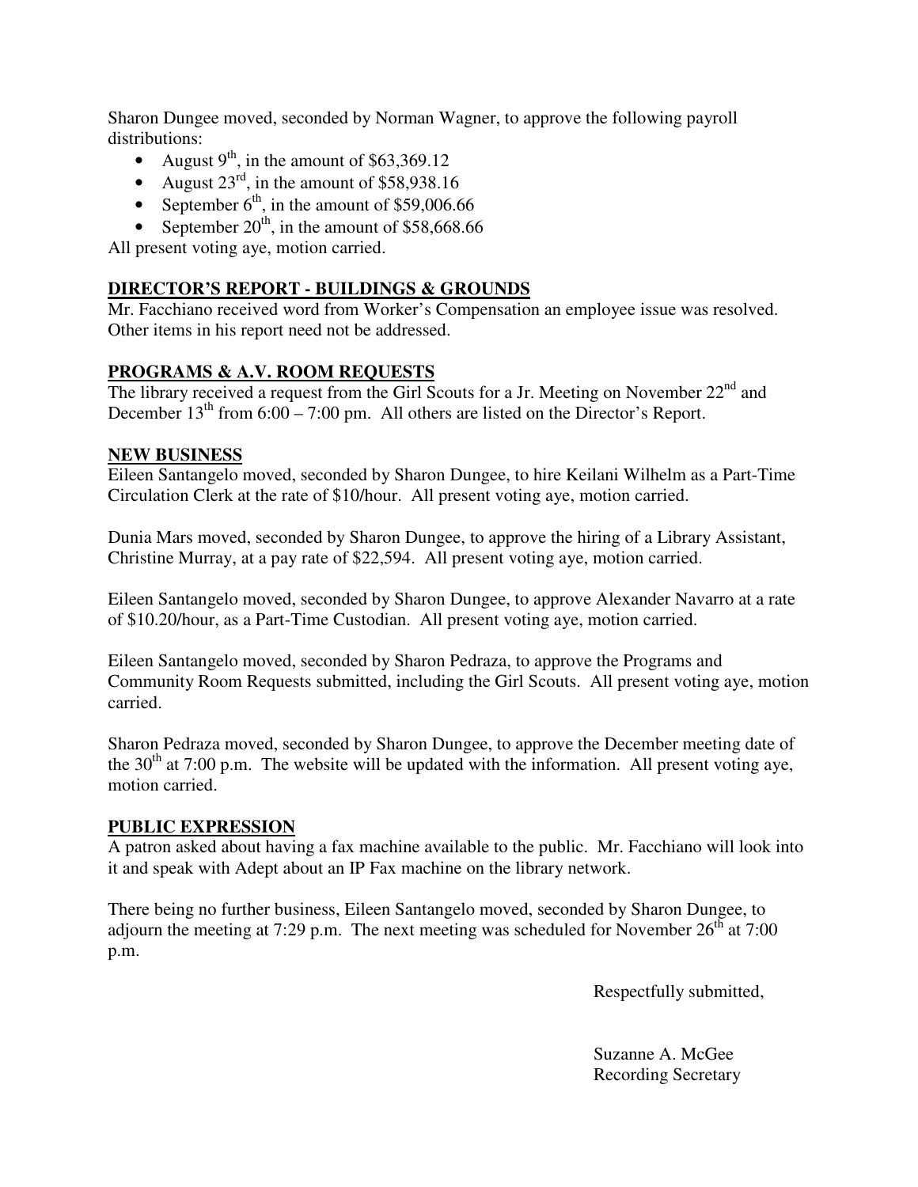Sharon Dungee moved, seconded by Norman Wagner, to approve the following payroll distributions:

- August 9th, in the amount of $63,369.12
- August 23rd, in the amount of $58,938.16
- September 6th, in the amount of $59,006.66
- September 20th, in the amount of $58,668.66

All present voting aye, motion carried.

## DIRECTOR'S REPORT - BUILDINGS & GROUNDS

Mr. Facchiano received word from Worker's Compensation an employee issue was resolved. Other items in his report need not be addressed.

## PROGRAMS & A.V. ROOM REQUESTS

The library received a request from the Girl Scouts for a Jr. Meeting on November 22nd and December 13th from 6:00 – 7:00 pm. All others are listed on the Director's Report.

## NEW BUSINESS

Eileen Santangelo moved, seconded by Sharon Dungee, to hire Keilani Wilhelm as a Part-Time Circulation Clerk at the rate of $10/hour. All present voting aye, motion carried.

Dunia Mars moved, seconded by Sharon Dungee, to approve the hiring of a Library Assistant, Christine Murray, at a pay rate of $22,594. All present voting aye, motion carried.

Eileen Santangelo moved, seconded by Sharon Dungee, to approve Alexander Navarro at a rate of $10.20/hour, as a Part-Time Custodian. All present voting aye, motion carried.

Eileen Santangelo moved, seconded by Sharon Pedraza, to approve the Programs and Community Room Requests submitted, including the Girl Scouts. All present voting aye, motion carried.

Sharon Pedraza moved, seconded by Sharon Dungee, to approve the December meeting date of the 30th at 7:00 p.m. The website will be updated with the information. All present voting aye, motion carried.

## PUBLIC EXPRESSION

A patron asked about having a fax machine available to the public. Mr. Facchiano will look into it and speak with Adept about an IP Fax machine on the library network.

There being no further business, Eileen Santangelo moved, seconded by Sharon Dungee, to adjourn the meeting at 7:29 p.m. The next meeting was scheduled for November 26th at 7:00 p.m.

Respectfully submitted,

Suzanne A. McGee
Recording Secretary